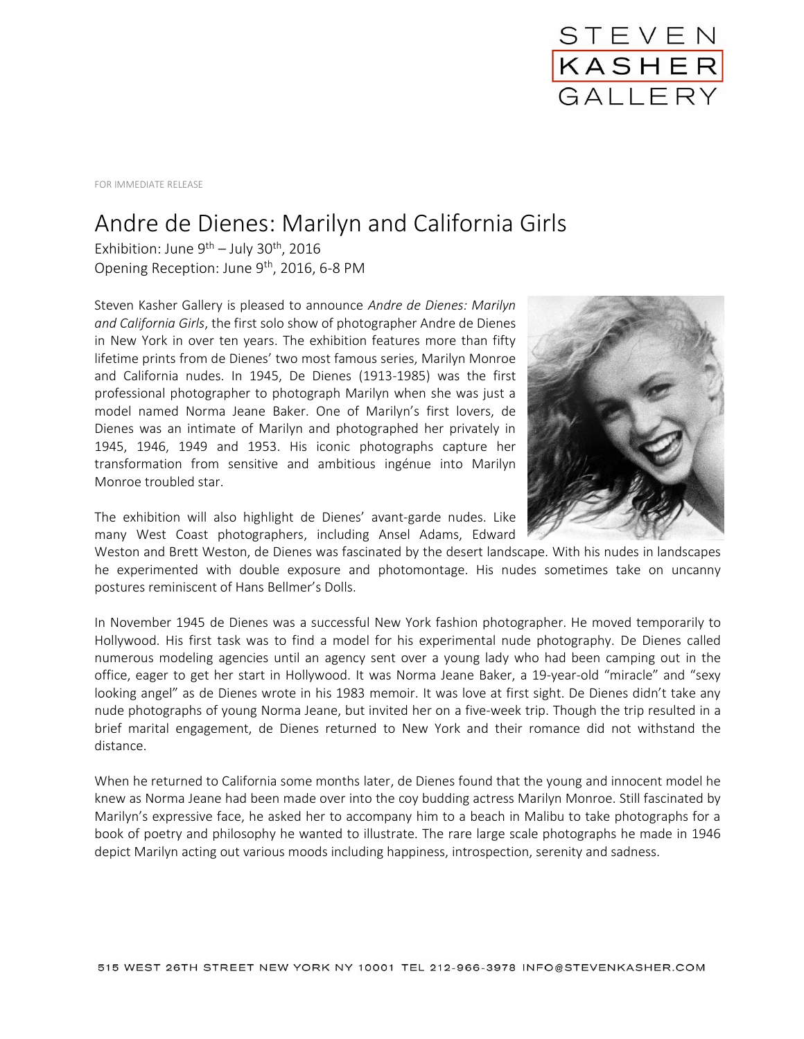FOR IMMEDIATE RELEASE

# Andre de Dienes: Marilyn and California Girls

Exhibition: June 9th – July 30th, 2016
Opening Reception: June 9th, 2016, 6-8 PM

Steven Kasher Gallery is pleased to announce *Andre de Dienes: Marilyn and California Girls*, the first solo show of photographer Andre de Dienes in New York in over ten years. The exhibition features more than fifty lifetime prints from de Dienes' two most famous series, Marilyn Monroe and California nudes. In 1945, De Dienes (1913-1985) was the first professional photographer to photograph Marilyn when she was just a model named Norma Jeane Baker. One of Marilyn's first lovers, de Dienes was an intimate of Marilyn and photographed her privately in 1945, 1946, 1949 and 1953. His iconic photographs capture her transformation from sensitive and ambitious ingénue into Marilyn Monroe troubled star.

The exhibition will also highlight de Dienes' avant-garde nudes. Like many West Coast photographers, including Ansel Adams, Edward Weston and Brett Weston, de Dienes was fascinated by the desert landscape. With his nudes in landscapes he experimented with double exposure and photomontage. His nudes sometimes take on uncanny postures reminiscent of Hans Bellmer's Dolls.

In November 1945 de Dienes was a successful New York fashion photographer. He moved temporarily to Hollywood. His first task was to find a model for his experimental nude photography. De Dienes called numerous modeling agencies until an agency sent over a young lady who had been camping out in the office, eager to get her start in Hollywood. It was Norma Jeane Baker, a 19-year-old "miracle" and "sexy looking angel" as de Dienes wrote in his 1983 memoir. It was love at first sight. De Dienes didn't take any nude photographs of young Norma Jeane, but invited her on a five-week trip. Though the trip resulted in a brief marital engagement, de Dienes returned to New York and their romance did not withstand the distance.

When he returned to California some months later, de Dienes found that the young and innocent model he knew as Norma Jeane had been made over into the coy budding actress Marilyn Monroe. Still fascinated by Marilyn's expressive face, he asked her to accompany him to a beach in Malibu to take photographs for a book of poetry and philosophy he wanted to illustrate. The rare large scale photographs he made in 1946 depict Marilyn acting out various moods including happiness, introspection, serenity and sadness.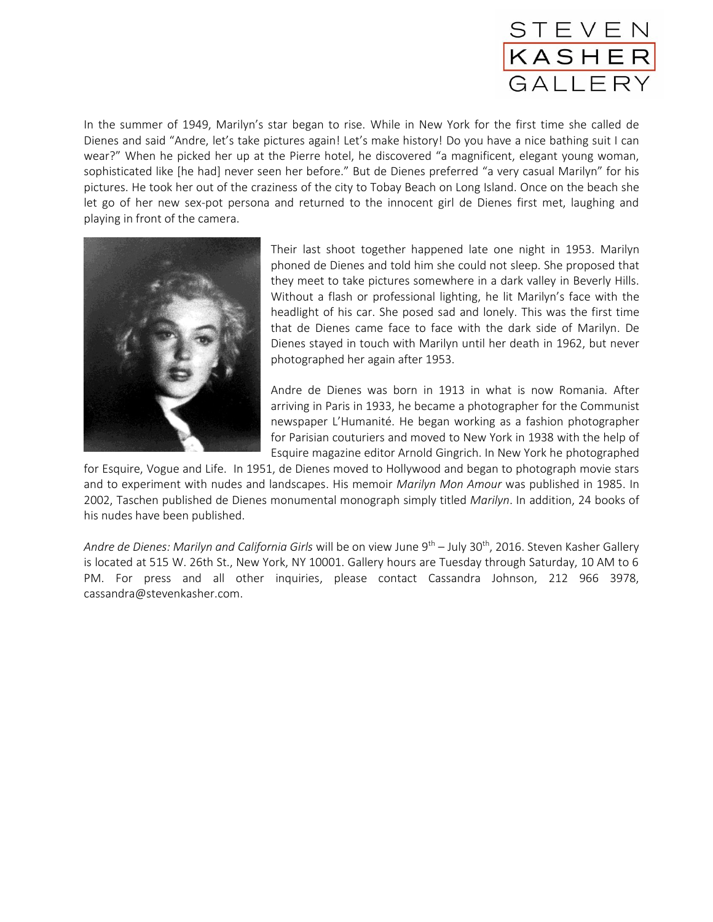In the summer of 1949, Marilyn's star began to rise. While in New York for the first time she called de Dienes and said "Andre, let's take pictures again! Let's make history! Do you have a nice bathing suit I can wear?" When he picked her up at the Pierre hotel, he discovered "a magnificent, elegant young woman, sophisticated like [he had] never seen her before." But de Dienes preferred "a very casual Marilyn" for his pictures. He took her out of the craziness of the city to Tobay Beach on Long Island. Once on the beach she let go of her new sex-pot persona and returned to the innocent girl de Dienes first met, laughing and playing in front of the camera.

Their last shoot together happened late one night in 1953. Marilyn phoned de Dienes and told him she could not sleep. She proposed that they meet to take pictures somewhere in a dark valley in Beverly Hills. Without a flash or professional lighting, he lit Marilyn's face with the headlight of his car. She posed sad and lonely. This was the first time that de Dienes came face to face with the dark side of Marilyn. De Dienes stayed in touch with Marilyn until her death in 1962, but never photographed her again after 1953.

Andre de Dienes was born in 1913 in what is now Romania. After arriving in Paris in 1933, he became a photographer for the Communist newspaper L'Humanité. He began working as a fashion photographer for Parisian couturiers and moved to New York in 1938 with the help of Esquire magazine editor Arnold Gingrich. In New York he photographed for Esquire, Vogue and Life. In 1951, de Dienes moved to Hollywood and began to photograph movie stars and to experiment with nudes and landscapes. His memoir *Marilyn Mon Amour* was published in 1985. In 2002, Taschen published de Dienes monumental monograph simply titled *Marilyn*. In addition, 24 books of his nudes have been published.

*Andre de Dienes: Marilyn and California Girls* will be on view June 9th – July 30th, 2016. Steven Kasher Gallery is located at 515 W. 26th St., New York, NY 10001. Gallery hours are Tuesday through Saturday, 10 AM to 6 PM. For press and all other inquiries, please contact Cassandra Johnson, 212 966 3978, cassandra@stevenkasher.com.